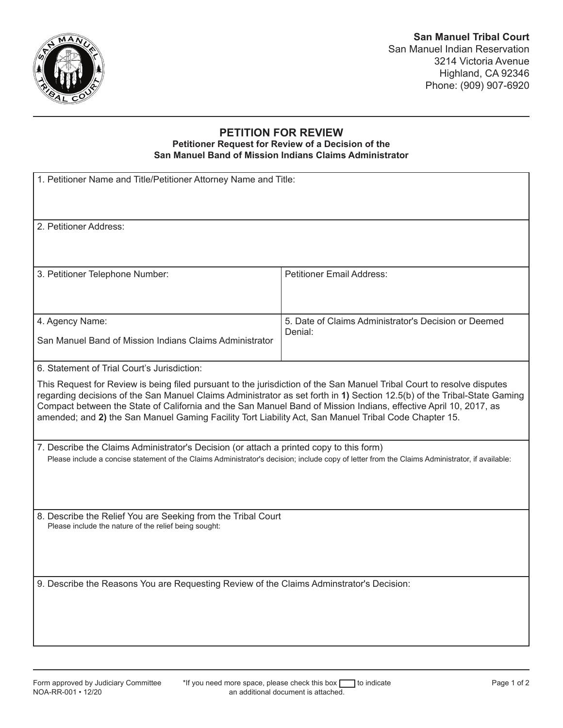**San Manuel Tribal Court**
San Manuel Indian Reservation
3214 Victoria Avenue
Highland, CA 92346
Phone: (909) 907-6920

# PETITION FOR REVIEW

**Petitioner Request for Review of a Decision of the San Manuel Band of Mission Indians Claims Administrator**

1. Petitioner Name and Title/Petitioner Attorney Name and Title:

2. Petitioner Address:

| 3. Petitioner Telephone Number: | Petitioner Email Address: |
|---|---|
| 4. Agency Name: San Manuel Band of Mission Indians Claims Administrator | 5. Date of Claims Administrator's Decision or Deemed Denial: |

6. Statement of Trial Court's Jurisdiction:

This Request for Review is being filed pursuant to the jurisdiction of the San Manuel Tribal Court to resolve disputes regarding decisions of the San Manuel Claims Administrator as set forth in **1)** Section 12.5(b) of the Tribal-State Gaming Compact between the State of California and the San Manuel Band of Mission Indians, effective April 10, 2017, as amended; and **2)** the San Manuel Gaming Facility Tort Liability Act, San Manuel Tribal Code Chapter 15.

7. Describe the Claims Administrator's Decision (or attach a printed copy to this form)
Please include a concise statement of the Claims Administrator's decision; include copy of letter from the Claims Administrator, if available:

8. Describe the Relief You are Seeking from the Tribal Court
Please include the nature of the relief being sought:

9. Describe the Reasons You are Requesting Review of the Claims Adminstrator's Decision:

Form approved by Judiciary Committee
NOA-RR-001 • 12/20

*If you need more space, please check this box ☐ to indicate an additional document is attached.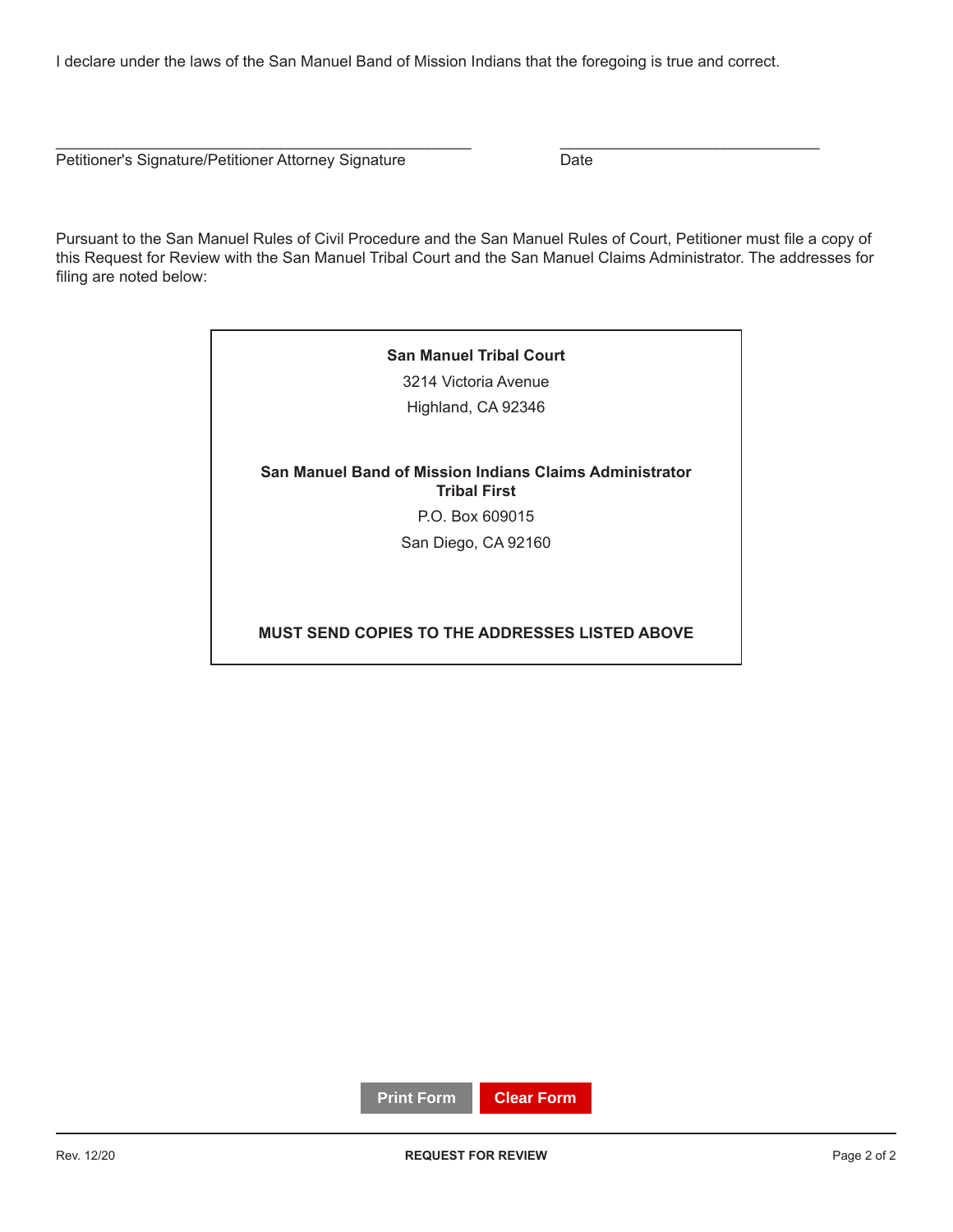I declare under the laws of the San Manuel Band of Mission Indians that the foregoing is true and correct.

\_\_\_\_\_\_\_\_\_\_\_\_\_\_\_\_\_\_\_\_\_\_\_\_\_\_\_\_\_\_\_\_\_\_\_\_\_\_\_\_\_\_\_\_ \_\_\_\_\_\_\_\_\_\_\_\_\_\_\_\_\_\_\_\_\_\_\_\_\_\_\_\_

Petitioner's Signature/Petitioner Attorney Signature    Date

Pursuant to the San Manuel Rules of Civil Procedure and the San Manuel Rules of Court, Petitioner must file a copy of this Request for Review with the San Manuel Tribal Court and the San Manuel Claims Administrator. The addresses for filing are noted below:

**San Manuel Tribal Court**
3214 Victoria Avenue
Highland, CA 92346

**San Manuel Band of Mission Indians Claims Administrator**
**Tribal First**
P.O. Box 609015
San Diego, CA 92160

**MUST SEND COPIES TO THE ADDRESSES LISTED ABOVE**

Print Form    Clear Form

Rev. 12/20    **REQUEST FOR REVIEW**